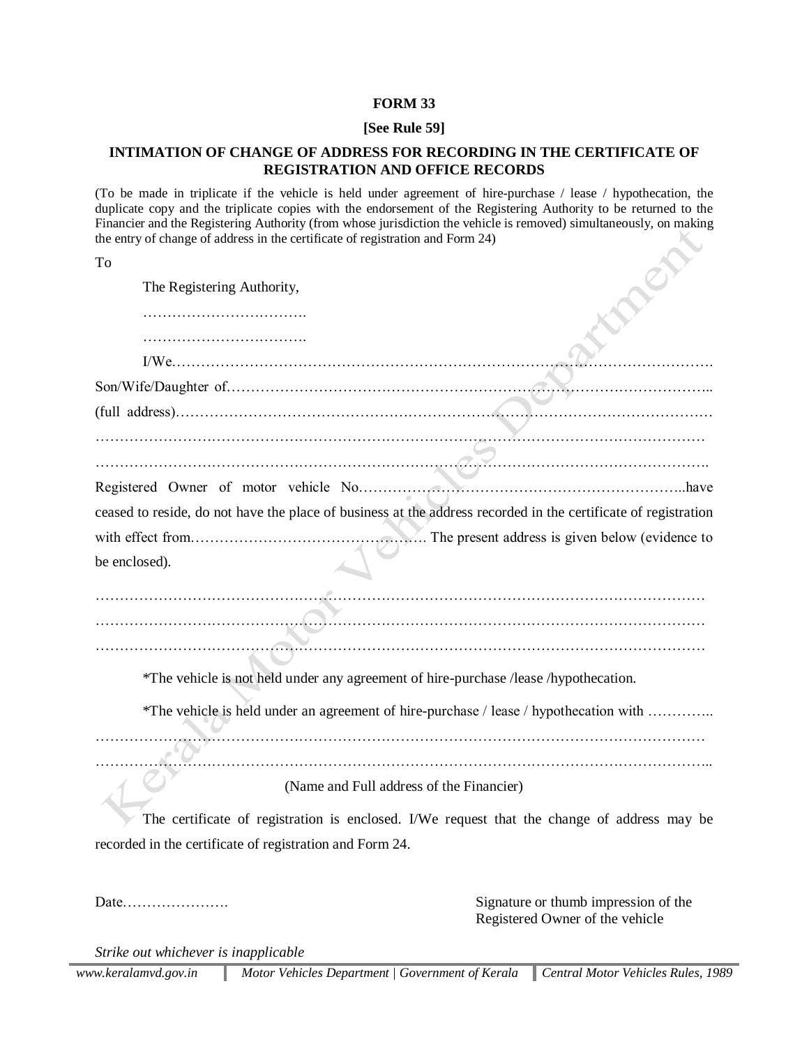**FORM 33**

**[See Rule 59]**

**INTIMATION OF CHANGE OF ADDRESS FOR RECORDING IN THE CERTIFICATE OF REGISTRATION AND OFFICE RECORDS**

(To be made in triplicate if the vehicle is held under agreement of hire-purchase / lease / hypothecation, the duplicate copy and the triplicate copies with the endorsement of the Registering Authority to be returned to the Financier and the Registering Authority (from whose jurisdiction the vehicle is removed) simultaneously, on making the entry of change of address in the certificate of registration and Form 24)

To

The Registering Authority,

…………………………….

…………………………….

I/We…………………………………………………………………………………………………….

Son/Wife/Daughter of…………………………………………………………………………………..

(full address)……………………………………………………………………………………………

……………………………………………………………………………………………………………

…………………………………………………………………………………………………………….

Registered Owner of motor vehicle No……………………………………………………..have ceased to reside, do not have the place of business at the address recorded in the certificate of registration with effect from………………………………………. The present address is given below (evidence to be enclosed).

……………………………………………………………………………………………………………

……………………………………………………………………………………………………………

……………………………………………………………………………………………………………

*The vehicle is not held under any agreement of hire-purchase /lease /hypothecation.

*The vehicle is held under an agreement of hire-purchase / lease / hypothecation with …………..

……………………………………………………………………………………………………………

…………………………………………………………………………………………………………..

(Name and Full address of the Financier)

The certificate of registration is enclosed. I/We request that the change of address may be recorded in the certificate of registration and Form 24.

Date………………….

Signature or thumb impression of the Registered Owner of the vehicle

*Strike out whichever is inapplicable*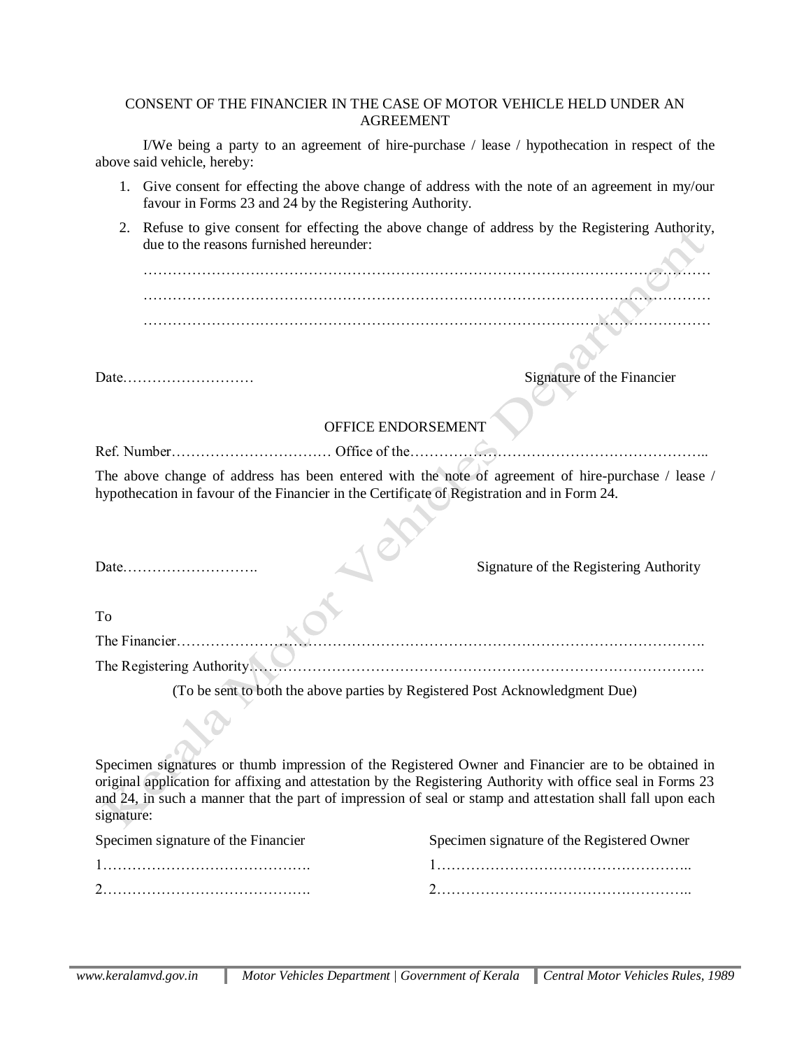## CONSENT OF THE FINANCIER IN THE CASE OF MOTOR VEHICLE HELD UNDER AN AGREEMENT

I/We being a party to an agreement of hire-purchase / lease / hypothecation in respect of the above said vehicle, hereby:

1. Give consent for effecting the above change of address with the note of an agreement in my/our favour in Forms 23 and 24 by the Registering Authority.
2. Refuse to give consent for effecting the above change of address by the Registering Authority, due to the reasons furnished hereunder:

   ……………………………………………………………………………………………………

   ……………………………………………………………………………………………………

   ……………………………………………………………………………………………………

Date………………………  Signature of the Financier

## OFFICE ENDORSEMENT

Ref. Number…………………………… Office of the……………………………………………………..

The above change of address has been entered with the note of agreement of hire-purchase / lease / hypothecation in favour of the Financier in the Certificate of Registration and in Form 24.

Date……………………….  Signature of the Registering Authority

To

The Financier……………………………………………………………………………………………….

The Registering Authority………………………………………………………………………………….

(To be sent to both the above parties by Registered Post Acknowledgment Due)

Specimen signatures or thumb impression of the Registered Owner and Financier are to be obtained in original application for affixing and attestation by the Registering Authority with office seal in Forms 23 and 24, in such a manner that the part of impression of seal or stamp and attestation shall fall upon each signature:

| Specimen signature of the Financier | Specimen signature of the Registered Owner |
| --- | --- |
| 1……………………………………. | 1…………………………………………….. |
| 2……………………………………. | 2…………………………………………….. |